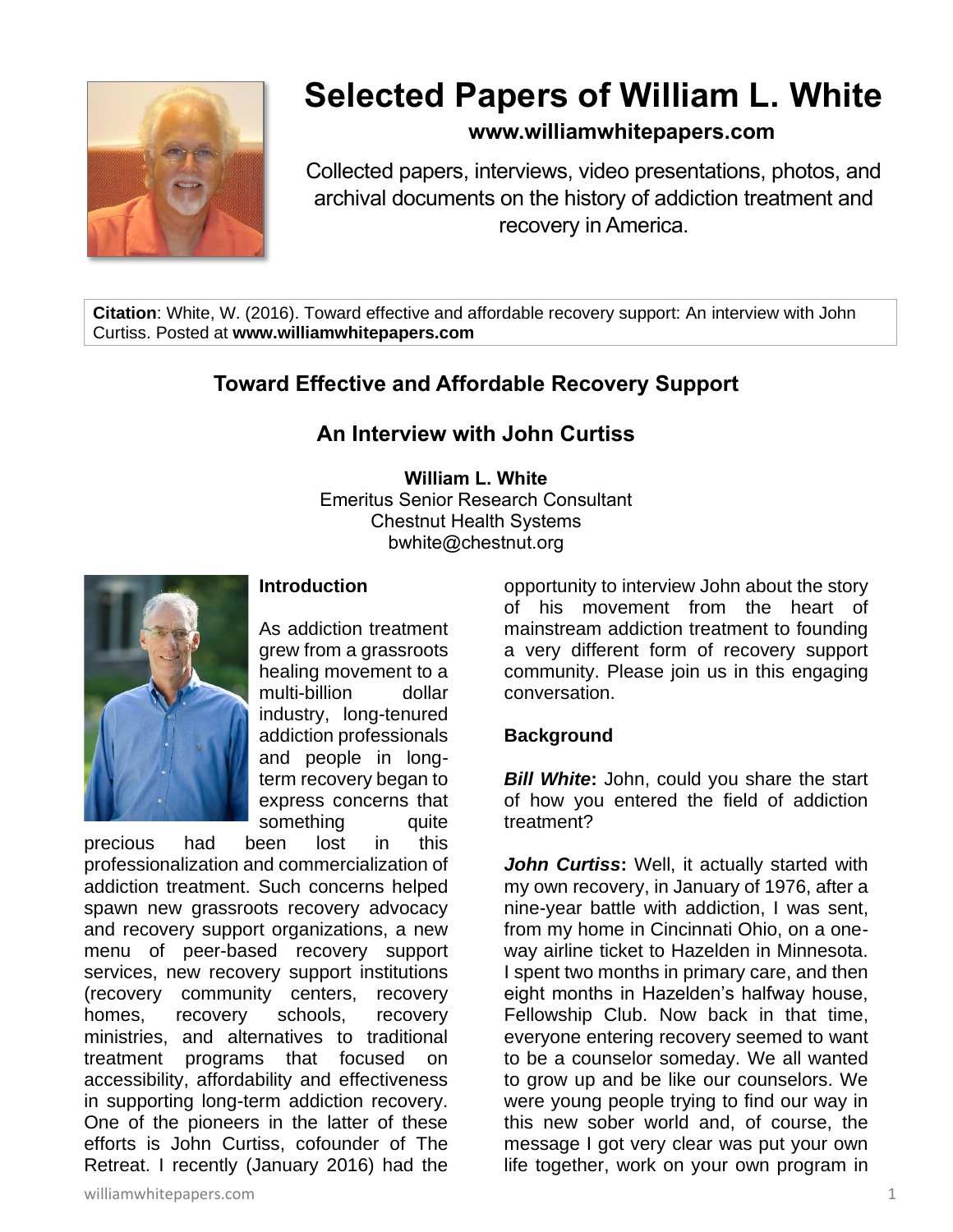# Selected Papers of William L. White

**www.williamwhitepapers.com**

Collected papers, interviews, video presentations, photos, and archival documents on the history of addiction treatment and recovery in America.

**Citation**: White, W. (2016). Toward effective and affordable recovery support: An interview with John Curtiss. Posted at **www.williamwhitepapers.com**

## Toward Effective and Affordable Recovery Support

## An Interview with John Curtiss

**William L. White**
Emeritus Senior Research Consultant
Chestnut Health Systems
bwhite@chestnut.org

### Introduction

As addiction treatment grew from a grassroots healing movement to a multi-billion dollar industry, long-tenured addiction professionals and people in long-term recovery began to express concerns that something quite precious had been lost in this professionalization and commercialization of addiction treatment. Such concerns helped spawn new grassroots recovery advocacy and recovery support organizations, a new menu of peer-based recovery support services, new recovery support institutions (recovery community centers, recovery homes, recovery schools, recovery ministries, and alternatives to traditional treatment programs that focused on accessibility, affordability and effectiveness in supporting long-term addiction recovery. One of the pioneers in the latter of these efforts is John Curtiss, cofounder of The Retreat. I recently (January 2016) had the opportunity to interview John about the story of his movement from the heart of mainstream addiction treatment to founding a very different form of recovery support community. Please join us in this engaging conversation.

### Background

***Bill White*:** John, could you share the start of how you entered the field of addiction treatment?

***John Curtiss*:** Well, it actually started with my own recovery, in January of 1976, after a nine-year battle with addiction, I was sent, from my home in Cincinnati Ohio, on a one-way airline ticket to Hazelden in Minnesota. I spent two months in primary care, and then eight months in Hazelden's halfway house, Fellowship Club. Now back in that time, everyone entering recovery seemed to want to be a counselor someday. We all wanted to grow up and be like our counselors. We were young people trying to find our way in this new sober world and, of course, the message I got very clear was put your own life together, work on your own program in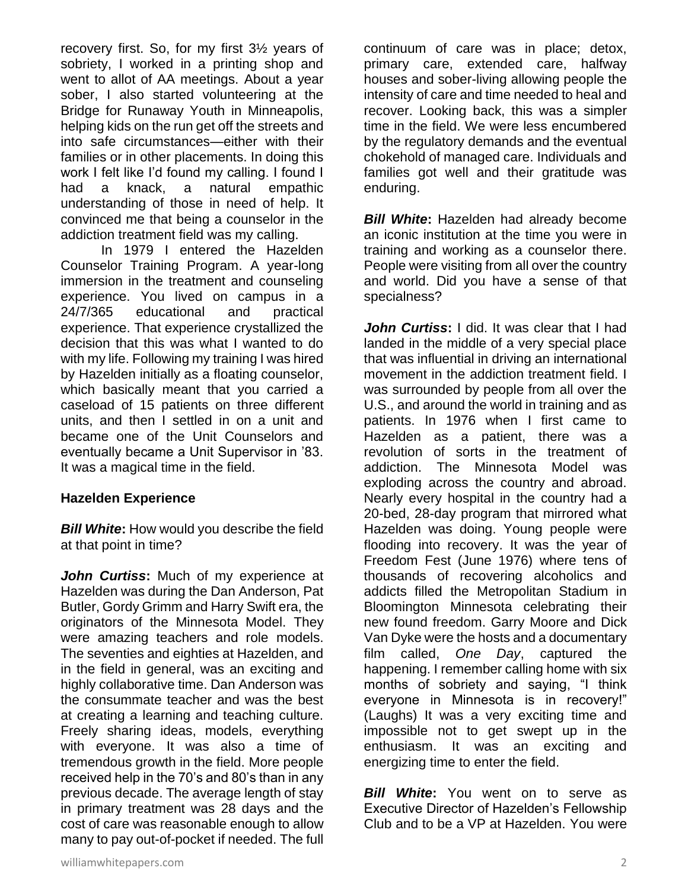recovery first. So, for my first 3½ years of sobriety, I worked in a printing shop and went to allot of AA meetings. About a year sober, I also started volunteering at the Bridge for Runaway Youth in Minneapolis, helping kids on the run get off the streets and into safe circumstances—either with their families or in other placements. In doing this work I felt like I'd found my calling. I found I had a knack, a natural empathic understanding of those in need of help. It convinced me that being a counselor in the addiction treatment field was my calling.

In 1979 I entered the Hazelden Counselor Training Program. A year-long immersion in the treatment and counseling experience. You lived on campus in a 24/7/365 educational and practical experience. That experience crystallized the decision that this was what I wanted to do with my life. Following my training I was hired by Hazelden initially as a floating counselor, which basically meant that you carried a caseload of 15 patients on three different units, and then I settled in on a unit and became one of the Unit Counselors and eventually became a Unit Supervisor in '83. It was a magical time in the field.

**Hazelden Experience**

***Bill White*:** How would you describe the field at that point in time?

***John Curtiss*:** Much of my experience at Hazelden was during the Dan Anderson, Pat Butler, Gordy Grimm and Harry Swift era, the originators of the Minnesota Model. They were amazing teachers and role models. The seventies and eighties at Hazelden, and in the field in general, was an exciting and highly collaborative time. Dan Anderson was the consummate teacher and was the best at creating a learning and teaching culture. Freely sharing ideas, models, everything with everyone. It was also a time of tremendous growth in the field. More people received help in the 70's and 80's than in any previous decade. The average length of stay in primary treatment was 28 days and the cost of care was reasonable enough to allow many to pay out-of-pocket if needed. The full continuum of care was in place; detox, primary care, extended care, halfway houses and sober-living allowing people the intensity of care and time needed to heal and recover. Looking back, this was a simpler time in the field. We were less encumbered by the regulatory demands and the eventual chokehold of managed care. Individuals and families got well and their gratitude was enduring.

***Bill White*:** Hazelden had already become an iconic institution at the time you were in training and working as a counselor there. People were visiting from all over the country and world. Did you have a sense of that specialness?

***John Curtiss*:** I did. It was clear that I had landed in the middle of a very special place that was influential in driving an international movement in the addiction treatment field. I was surrounded by people from all over the U.S., and around the world in training and as patients. In 1976 when I first came to Hazelden as a patient, there was a revolution of sorts in the treatment of addiction. The Minnesota Model was exploding across the country and abroad. Nearly every hospital in the country had a 20-bed, 28-day program that mirrored what Hazelden was doing. Young people were flooding into recovery. It was the year of Freedom Fest (June 1976) where tens of thousands of recovering alcoholics and addicts filled the Metropolitan Stadium in Bloomington Minnesota celebrating their new found freedom. Garry Moore and Dick Van Dyke were the hosts and a documentary film called, *One Day*, captured the happening. I remember calling home with six months of sobriety and saying, "I think everyone in Minnesota is in recovery!" (Laughs) It was a very exciting time and impossible not to get swept up in the enthusiasm. It was an exciting and energizing time to enter the field.

***Bill White*:** You went on to serve as Executive Director of Hazelden's Fellowship Club and to be a VP at Hazelden. You were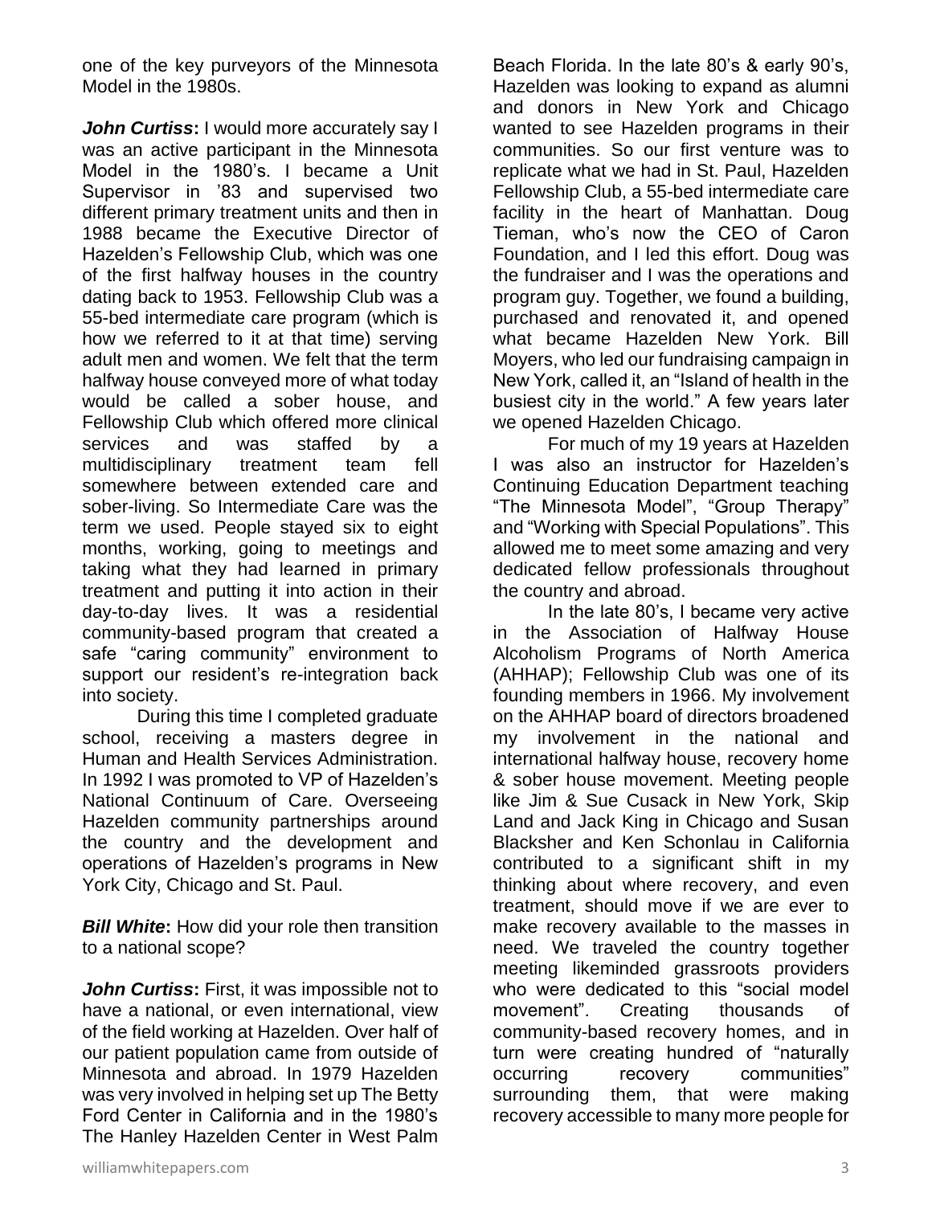one of the key purveyors of the Minnesota Model in the 1980s.

***John Curtiss*:** I would more accurately say I was an active participant in the Minnesota Model in the 1980's. I became a Unit Supervisor in '83 and supervised two different primary treatment units and then in 1988 became the Executive Director of Hazelden's Fellowship Club, which was one of the first halfway houses in the country dating back to 1953. Fellowship Club was a 55-bed intermediate care program (which is how we referred to it at that time) serving adult men and women. We felt that the term halfway house conveyed more of what today would be called a sober house, and Fellowship Club which offered more clinical services and was staffed by a multidisciplinary treatment team fell somewhere between extended care and sober-living. So Intermediate Care was the term we used. People stayed six to eight months, working, going to meetings and taking what they had learned in primary treatment and putting it into action in their day-to-day lives. It was a residential community-based program that created a safe "caring community" environment to support our resident's re-integration back into society.

During this time I completed graduate school, receiving a masters degree in Human and Health Services Administration. In 1992 I was promoted to VP of Hazelden's National Continuum of Care. Overseeing Hazelden community partnerships around the country and the development and operations of Hazelden's programs in New York City, Chicago and St. Paul.

***Bill White*:** How did your role then transition to a national scope?

***John Curtiss*:** First, it was impossible not to have a national, or even international, view of the field working at Hazelden. Over half of our patient population came from outside of Minnesota and abroad. In 1979 Hazelden was very involved in helping set up The Betty Ford Center in California and in the 1980's The Hanley Hazelden Center in West Palm Beach Florida. In the late 80's & early 90's, Hazelden was looking to expand as alumni and donors in New York and Chicago wanted to see Hazelden programs in their communities. So our first venture was to replicate what we had in St. Paul, Hazelden Fellowship Club, a 55-bed intermediate care facility in the heart of Manhattan. Doug Tieman, who's now the CEO of Caron Foundation, and I led this effort. Doug was the fundraiser and I was the operations and program guy. Together, we found a building, purchased and renovated it, and opened what became Hazelden New York. Bill Moyers, who led our fundraising campaign in New York, called it, an "Island of health in the busiest city in the world." A few years later we opened Hazelden Chicago.

For much of my 19 years at Hazelden I was also an instructor for Hazelden's Continuing Education Department teaching "The Minnesota Model", "Group Therapy" and "Working with Special Populations". This allowed me to meet some amazing and very dedicated fellow professionals throughout the country and abroad.

In the late 80's, I became very active in the Association of Halfway House Alcoholism Programs of North America (AHHAP); Fellowship Club was one of its founding members in 1966. My involvement on the AHHAP board of directors broadened my involvement in the national and international halfway house, recovery home & sober house movement. Meeting people like Jim & Sue Cusack in New York, Skip Land and Jack King in Chicago and Susan Blacksher and Ken Schonlau in California contributed to a significant shift in my thinking about where recovery, and even treatment, should move if we are ever to make recovery available to the masses in need. We traveled the country together meeting likeminded grassroots providers who were dedicated to this "social model movement". Creating thousands of community-based recovery homes, and in turn were creating hundred of "naturally occurring recovery communities" surrounding them, that were making recovery accessible to many more people for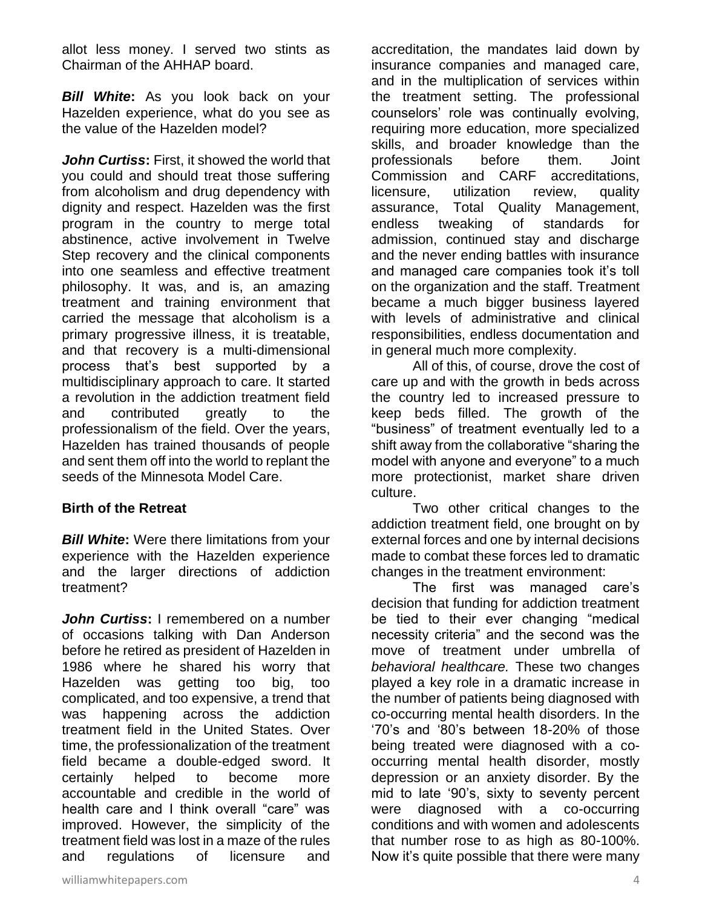allot less money. I served two stints as Chairman of the AHHAP board.

***Bill White*:** As you look back on your Hazelden experience, what do you see as the value of the Hazelden model?

***John Curtiss*:** First, it showed the world that you could and should treat those suffering from alcoholism and drug dependency with dignity and respect. Hazelden was the first program in the country to merge total abstinence, active involvement in Twelve Step recovery and the clinical components into one seamless and effective treatment philosophy. It was, and is, an amazing treatment and training environment that carried the message that alcoholism is a primary progressive illness, it is treatable, and that recovery is a multi-dimensional process that's best supported by a multidisciplinary approach to care. It started a revolution in the addiction treatment field and contributed greatly to the professionalism of the field. Over the years, Hazelden has trained thousands of people and sent them off into the world to replant the seeds of the Minnesota Model Care.

**Birth of the Retreat**

***Bill White*:** Were there limitations from your experience with the Hazelden experience and the larger directions of addiction treatment?

***John Curtiss*:** I remembered on a number of occasions talking with Dan Anderson before he retired as president of Hazelden in 1986 where he shared his worry that Hazelden was getting too big, too complicated, and too expensive, a trend that was happening across the addiction treatment field in the United States. Over time, the professionalization of the treatment field became a double-edged sword. It certainly helped to become more accountable and credible in the world of health care and I think overall "care" was improved. However, the simplicity of the treatment field was lost in a maze of the rules and regulations of licensure and accreditation, the mandates laid down by insurance companies and managed care, and in the multiplication of services within the treatment setting. The professional counselors' role was continually evolving, requiring more education, more specialized skills, and broader knowledge than the professionals before them. Joint Commission and CARF accreditations, licensure, utilization review, quality assurance, Total Quality Management, endless tweaking of standards for admission, continued stay and discharge and the never ending battles with insurance and managed care companies took it's toll on the organization and the staff. Treatment became a much bigger business layered with levels of administrative and clinical responsibilities, endless documentation and in general much more complexity.

All of this, of course, drove the cost of care up and with the growth in beds across the country led to increased pressure to keep beds filled. The growth of the "business" of treatment eventually led to a shift away from the collaborative "sharing the model with anyone and everyone" to a much more protectionist, market share driven culture.

Two other critical changes to the addiction treatment field, one brought on by external forces and one by internal decisions made to combat these forces led to dramatic changes in the treatment environment:

The first was managed care's decision that funding for addiction treatment be tied to their ever changing "medical necessity criteria" and the second was the move of treatment under umbrella of *behavioral healthcare.* These two changes played a key role in a dramatic increase in the number of patients being diagnosed with co-occurring mental health disorders. In the '70's and '80's between 18-20% of those being treated were diagnosed with a co-occurring mental health disorder, mostly depression or an anxiety disorder. By the mid to late '90's, sixty to seventy percent were diagnosed with a co-occurring conditions and with women and adolescents that number rose to as high as 80-100%. Now it's quite possible that there were many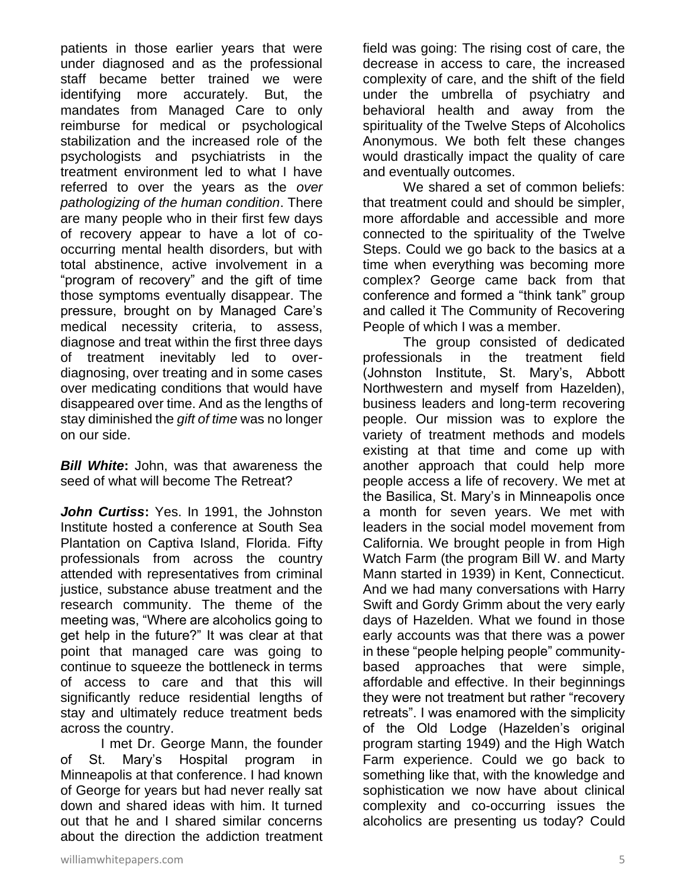patients in those earlier years that were under diagnosed and as the professional staff became better trained we were identifying more accurately. But, the mandates from Managed Care to only reimburse for medical or psychological stabilization and the increased role of the psychologists and psychiatrists in the treatment environment led to what I have referred to over the years as the *over pathologizing of the human condition*. There are many people who in their first few days of recovery appear to have a lot of co-occurring mental health disorders, but with total abstinence, active involvement in a "program of recovery" and the gift of time those symptoms eventually disappear. The pressure, brought on by Managed Care's medical necessity criteria, to assess, diagnose and treat within the first three days of treatment inevitably led to over-diagnosing, over treating and in some cases over medicating conditions that would have disappeared over time. And as the lengths of stay diminished the *gift of time* was no longer on our side.

***Bill White*:** John, was that awareness the seed of what will become The Retreat?

***John Curtiss*:** Yes. In 1991, the Johnston Institute hosted a conference at South Sea Plantation on Captiva Island, Florida. Fifty professionals from across the country attended with representatives from criminal justice, substance abuse treatment and the research community. The theme of the meeting was, "Where are alcoholics going to get help in the future?" It was clear at that point that managed care was going to continue to squeeze the bottleneck in terms of access to care and that this will significantly reduce residential lengths of stay and ultimately reduce treatment beds across the country.

I met Dr. George Mann, the founder of St. Mary's Hospital program in Minneapolis at that conference. I had known of George for years but had never really sat down and shared ideas with him. It turned out that he and I shared similar concerns about the direction the addiction treatment field was going: The rising cost of care, the decrease in access to care, the increased complexity of care, and the shift of the field under the umbrella of psychiatry and behavioral health and away from the spirituality of the Twelve Steps of Alcoholics Anonymous. We both felt these changes would drastically impact the quality of care and eventually outcomes.

We shared a set of common beliefs: that treatment could and should be simpler, more affordable and accessible and more connected to the spirituality of the Twelve Steps. Could we go back to the basics at a time when everything was becoming more complex? George came back from that conference and formed a "think tank" group and called it The Community of Recovering People of which I was a member.

The group consisted of dedicated professionals in the treatment field (Johnston Institute, St. Mary's, Abbott Northwestern and myself from Hazelden), business leaders and long-term recovering people. Our mission was to explore the variety of treatment methods and models existing at that time and come up with another approach that could help more people access a life of recovery. We met at the Basilica, St. Mary's in Minneapolis once a month for seven years. We met with leaders in the social model movement from California. We brought people in from High Watch Farm (the program Bill W. and Marty Mann started in 1939) in Kent, Connecticut. And we had many conversations with Harry Swift and Gordy Grimm about the very early days of Hazelden. What we found in those early accounts was that there was a power in these "people helping people" community-based approaches that were simple, affordable and effective. In their beginnings they were not treatment but rather "recovery retreats". I was enamored with the simplicity of the Old Lodge (Hazelden's original program starting 1949) and the High Watch Farm experience. Could we go back to something like that, with the knowledge and sophistication we now have about clinical complexity and co-occurring issues the alcoholics are presenting us today? Could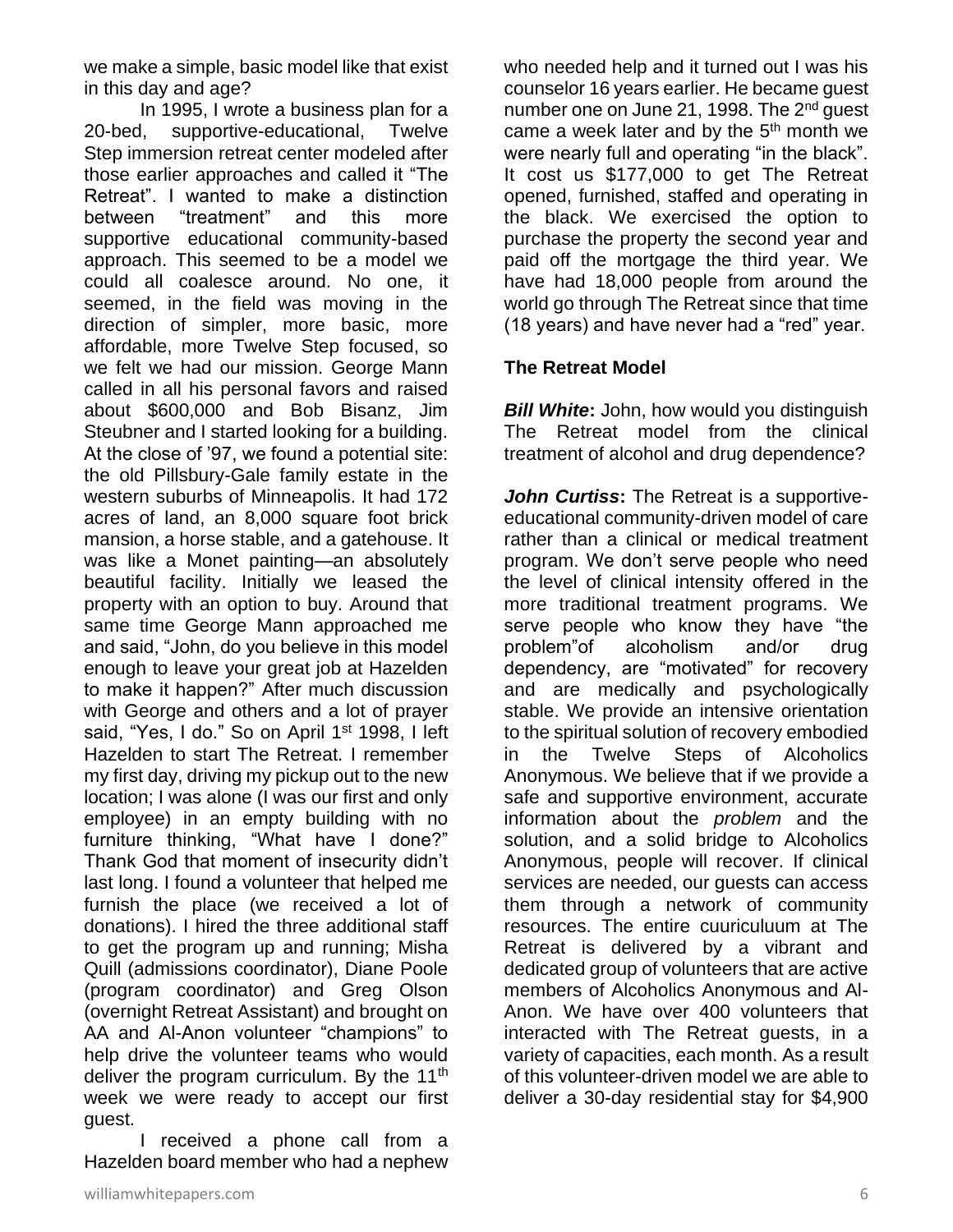we make a simple, basic model like that exist in this day and age?

In 1995, I wrote a business plan for a 20-bed, supportive-educational, Twelve Step immersion retreat center modeled after those earlier approaches and called it "The Retreat". I wanted to make a distinction between "treatment" and this more supportive educational community-based approach. This seemed to be a model we could all coalesce around. No one, it seemed, in the field was moving in the direction of simpler, more basic, more affordable, more Twelve Step focused, so we felt we had our mission. George Mann called in all his personal favors and raised about $600,000 and Bob Bisanz, Jim Steubner and I started looking for a building. At the close of '97, we found a potential site: the old Pillsbury-Gale family estate in the western suburbs of Minneapolis. It had 172 acres of land, an 8,000 square foot brick mansion, a horse stable, and a gatehouse. It was like a Monet painting—an absolutely beautiful facility. Initially we leased the property with an option to buy. Around that same time George Mann approached me and said, "John, do you believe in this model enough to leave your great job at Hazelden to make it happen?" After much discussion with George and others and a lot of prayer said, "Yes, I do." So on April 1st 1998, I left Hazelden to start The Retreat. I remember my first day, driving my pickup out to the new location; I was alone (I was our first and only employee) in an empty building with no furniture thinking, "What have I done?" Thank God that moment of insecurity didn't last long. I found a volunteer that helped me furnish the place (we received a lot of donations). I hired the three additional staff to get the program up and running; Misha Quill (admissions coordinator), Diane Poole (program coordinator) and Greg Olson (overnight Retreat Assistant) and brought on AA and Al-Anon volunteer "champions" to help drive the volunteer teams who would deliver the program curriculum. By the 11th week we were ready to accept our first guest.

I received a phone call from a Hazelden board member who had a nephew who needed help and it turned out I was his counselor 16 years earlier. He became guest number one on June 21, 1998. The 2nd guest came a week later and by the 5th month we were nearly full and operating "in the black". It cost us $177,000 to get The Retreat opened, furnished, staffed and operating in the black. We exercised the option to purchase the property the second year and paid off the mortgage the third year. We have had 18,000 people from around the world go through The Retreat since that time (18 years) and have never had a "red" year.

### The Retreat Model

***Bill White*:** John, how would you distinguish The Retreat model from the clinical treatment of alcohol and drug dependence?

***John Curtiss*:** The Retreat is a supportive-educational community-driven model of care rather than a clinical or medical treatment program. We don't serve people who need the level of clinical intensity offered in the more traditional treatment programs. We serve people who know they have "the problem"of alcoholism and/or drug dependency, are "motivated" for recovery and are medically and psychologically stable. We provide an intensive orientation to the spiritual solution of recovery embodied in the Twelve Steps of Alcoholics Anonymous. We believe that if we provide a safe and supportive environment, accurate information about the *problem* and the solution, and a solid bridge to Alcoholics Anonymous, people will recover. If clinical services are needed, our guests can access them through a network of community resources. The entire cuuriculuum at The Retreat is delivered by a vibrant and dedicated group of volunteers that are active members of Alcoholics Anonymous and Al-Anon. We have over 400 volunteers that interacted with The Retreat guests, in a variety of capacities, each month. As a result of this volunteer-driven model we are able to deliver a 30-day residential stay for $4,900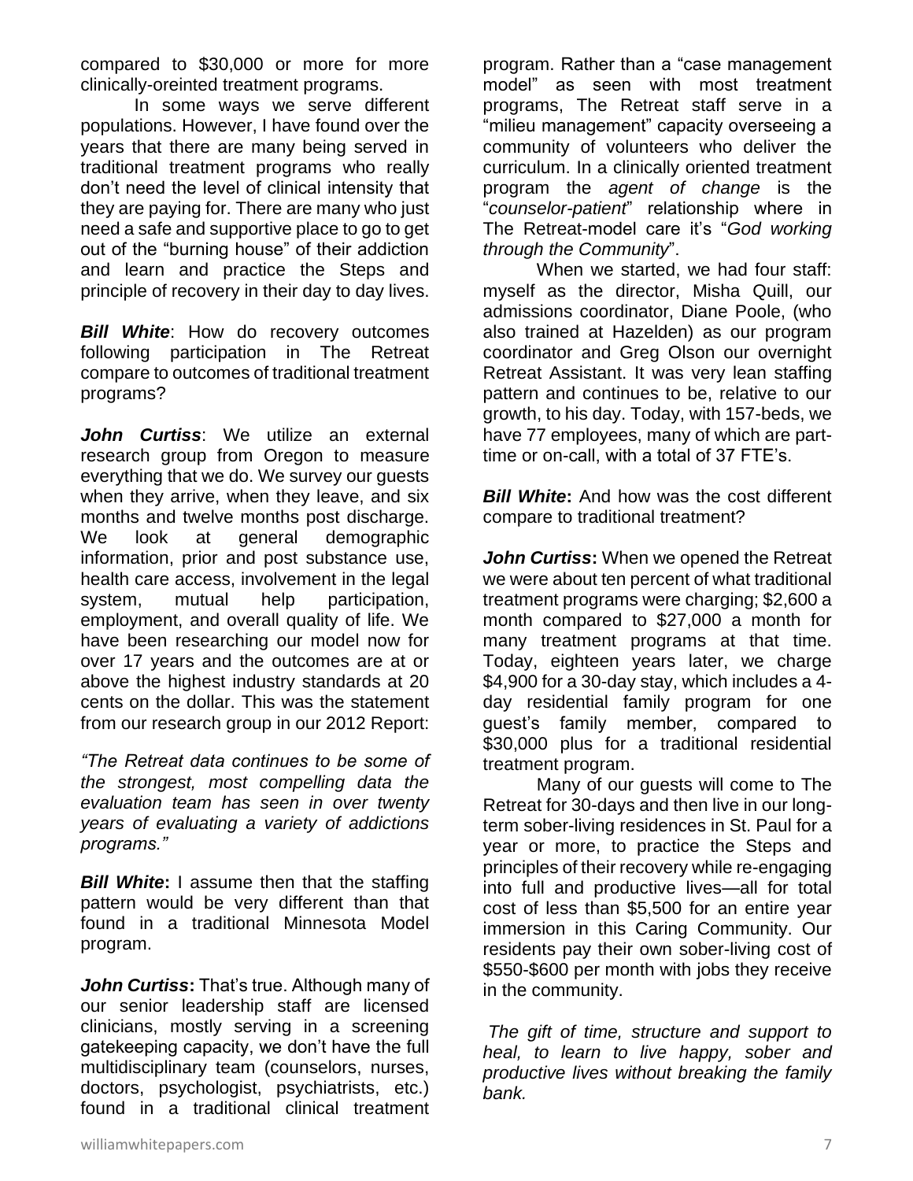compared to $30,000 or more for more clinically-oreinted treatment programs.

In some ways we serve different populations. However, I have found over the years that there are many being served in traditional treatment programs who really don't need the level of clinical intensity that they are paying for. There are many who just need a safe and supportive place to go to get out of the "burning house" of their addiction and learn and practice the Steps and principle of recovery in their day to day lives.

***Bill White***: How do recovery outcomes following participation in The Retreat compare to outcomes of traditional treatment programs?

***John Curtiss***: We utilize an external research group from Oregon to measure everything that we do. We survey our guests when they arrive, when they leave, and six months and twelve months post discharge. We look at general demographic information, prior and post substance use, health care access, involvement in the legal system, mutual help participation, employment, and overall quality of life. We have been researching our model now for over 17 years and the outcomes are at or above the highest industry standards at 20 cents on the dollar. This was the statement from our research group in our 2012 Report:

*"The Retreat data continues to be some of the strongest, most compelling data the evaluation team has seen in over twenty years of evaluating a variety of addictions programs."*

***Bill White***: I assume then that the staffing pattern would be very different than that found in a traditional Minnesota Model program.

***John Curtiss***: That's true. Although many of our senior leadership staff are licensed clinicians, mostly serving in a screening gatekeeping capacity, we don't have the full multidisciplinary team (counselors, nurses, doctors, psychologist, psychiatrists, etc.) found in a traditional clinical treatment program. Rather than a "case management model" as seen with most treatment programs, The Retreat staff serve in a "milieu management" capacity overseeing a community of volunteers who deliver the curriculum. In a clinically oriented treatment program the *agent of change* is the "*counselor-patient*" relationship where in The Retreat-model care it's "*God working through the Community*".

When we started, we had four staff: myself as the director, Misha Quill, our admissions coordinator, Diane Poole, (who also trained at Hazelden) as our program coordinator and Greg Olson our overnight Retreat Assistant. It was very lean staffing pattern and continues to be, relative to our growth, to his day. Today, with 157-beds, we have 77 employees, many of which are part-time or on-call, with a total of 37 FTE's.

***Bill White***: And how was the cost different compare to traditional treatment?

***John Curtiss***: When we opened the Retreat we were about ten percent of what traditional treatment programs were charging; $2,600 a month compared to $27,000 a month for many treatment programs at that time. Today, eighteen years later, we charge $4,900 for a 30-day stay, which includes a 4-day residential family program for one guest's family member, compared to $30,000 plus for a traditional residential treatment program.

Many of our guests will come to The Retreat for 30-days and then live in our long-term sober-living residences in St. Paul for a year or more, to practice the Steps and principles of their recovery while re-engaging into full and productive lives—all for total cost of less than $5,500 for an entire year immersion in this Caring Community. Our residents pay their own sober-living cost of $550-$600 per month with jobs they receive in the community.

*The gift of time, structure and support to heal, to learn to live happy, sober and productive lives without breaking the family bank.*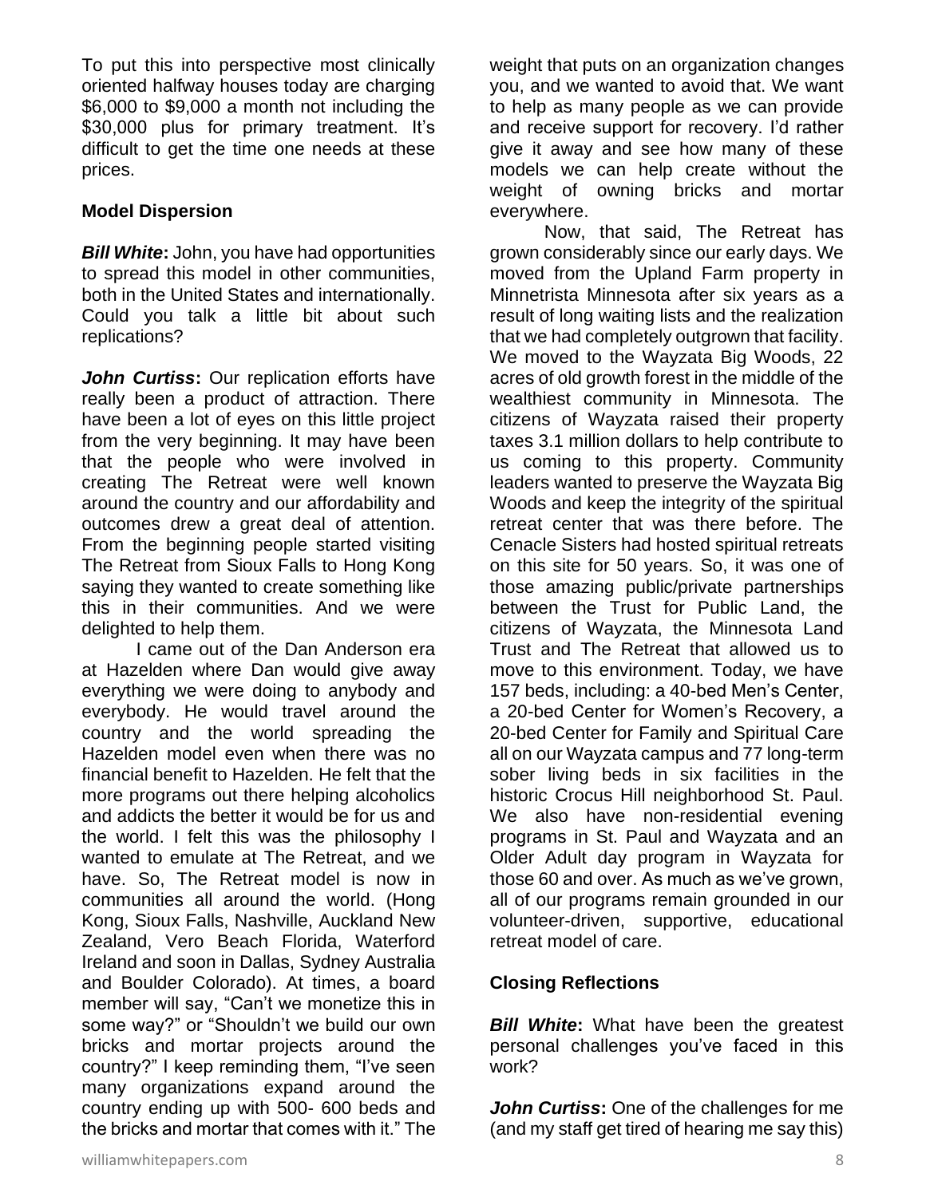To put this into perspective most clinically oriented halfway houses today are charging $6,000 to $9,000 a month not including the $30,000 plus for primary treatment. It's difficult to get the time one needs at these prices.

**Model Dispersion**

***Bill White*:** John, you have had opportunities to spread this model in other communities, both in the United States and internationally. Could you talk a little bit about such replications?

***John Curtiss*:** Our replication efforts have really been a product of attraction. There have been a lot of eyes on this little project from the very beginning. It may have been that the people who were involved in creating The Retreat were well known around the country and our affordability and outcomes drew a great deal of attention. From the beginning people started visiting The Retreat from Sioux Falls to Hong Kong saying they wanted to create something like this in their communities. And we were delighted to help them.

I came out of the Dan Anderson era at Hazelden where Dan would give away everything we were doing to anybody and everybody. He would travel around the country and the world spreading the Hazelden model even when there was no financial benefit to Hazelden. He felt that the more programs out there helping alcoholics and addicts the better it would be for us and the world. I felt this was the philosophy I wanted to emulate at The Retreat, and we have. So, The Retreat model is now in communities all around the world. (Hong Kong, Sioux Falls, Nashville, Auckland New Zealand, Vero Beach Florida, Waterford Ireland and soon in Dallas, Sydney Australia and Boulder Colorado). At times, a board member will say, "Can't we monetize this in some way?" or "Shouldn't we build our own bricks and mortar projects around the country?" I keep reminding them, "I've seen many organizations expand around the country ending up with 500- 600 beds and the bricks and mortar that comes with it." The weight that puts on an organization changes you, and we wanted to avoid that. We want to help as many people as we can provide and receive support for recovery. I'd rather give it away and see how many of these models we can help create without the weight of owning bricks and mortar everywhere.

Now, that said, The Retreat has grown considerably since our early days. We moved from the Upland Farm property in Minnetrista Minnesota after six years as a result of long waiting lists and the realization that we had completely outgrown that facility. We moved to the Wayzata Big Woods, 22 acres of old growth forest in the middle of the wealthiest community in Minnesota. The citizens of Wayzata raised their property taxes 3.1 million dollars to help contribute to us coming to this property. Community leaders wanted to preserve the Wayzata Big Woods and keep the integrity of the spiritual retreat center that was there before. The Cenacle Sisters had hosted spiritual retreats on this site for 50 years. So, it was one of those amazing public/private partnerships between the Trust for Public Land, the citizens of Wayzata, the Minnesota Land Trust and The Retreat that allowed us to move to this environment. Today, we have 157 beds, including: a 40-bed Men's Center, a 20-bed Center for Women's Recovery, a 20-bed Center for Family and Spiritual Care all on our Wayzata campus and 77 long-term sober living beds in six facilities in the historic Crocus Hill neighborhood St. Paul. We also have non-residential evening programs in St. Paul and Wayzata and an Older Adult day program in Wayzata for those 60 and over. As much as we've grown, all of our programs remain grounded in our volunteer-driven, supportive, educational retreat model of care.

**Closing Reflections**

***Bill White*:** What have been the greatest personal challenges you've faced in this work?

***John Curtiss*:** One of the challenges for me (and my staff get tired of hearing me say this)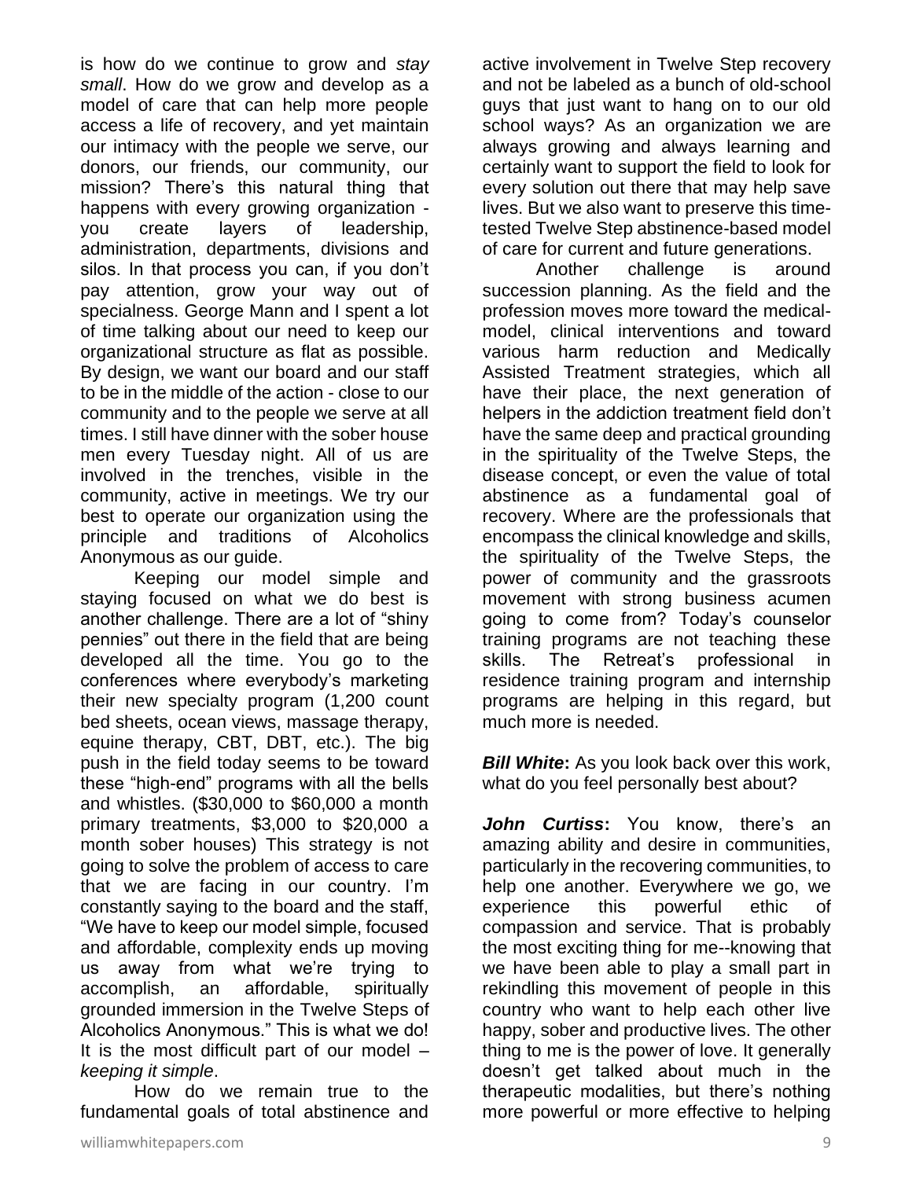is how do we continue to grow and *stay small*. How do we grow and develop as a model of care that can help more people access a life of recovery, and yet maintain our intimacy with the people we serve, our donors, our friends, our community, our mission? There's this natural thing that happens with every growing organization - you create layers of leadership, administration, departments, divisions and silos. In that process you can, if you don't pay attention, grow your way out of specialness. George Mann and I spent a lot of time talking about our need to keep our organizational structure as flat as possible. By design, we want our board and our staff to be in the middle of the action - close to our community and to the people we serve at all times. I still have dinner with the sober house men every Tuesday night. All of us are involved in the trenches, visible in the community, active in meetings. We try our best to operate our organization using the principle and traditions of Alcoholics Anonymous as our guide.

Keeping our model simple and staying focused on what we do best is another challenge. There are a lot of "shiny pennies" out there in the field that are being developed all the time. You go to the conferences where everybody's marketing their new specialty program (1,200 count bed sheets, ocean views, massage therapy, equine therapy, CBT, DBT, etc.). The big push in the field today seems to be toward these "high-end" programs with all the bells and whistles. ($30,000 to $60,000 a month primary treatments, $3,000 to $20,000 a month sober houses) This strategy is not going to solve the problem of access to care that we are facing in our country. I'm constantly saying to the board and the staff, "We have to keep our model simple, focused and affordable, complexity ends up moving us away from what we're trying to accomplish, an affordable, spiritually grounded immersion in the Twelve Steps of Alcoholics Anonymous." This is what we do! It is the most difficult part of our model – *keeping it simple*.

How do we remain true to the fundamental goals of total abstinence and active involvement in Twelve Step recovery and not be labeled as a bunch of old-school guys that just want to hang on to our old school ways? As an organization we are always growing and always learning and certainly want to support the field to look for every solution out there that may help save lives. But we also want to preserve this time-tested Twelve Step abstinence-based model of care for current and future generations.

Another challenge is around succession planning. As the field and the profession moves more toward the medical-model, clinical interventions and toward various harm reduction and Medically Assisted Treatment strategies, which all have their place, the next generation of helpers in the addiction treatment field don't have the same deep and practical grounding in the spirituality of the Twelve Steps, the disease concept, or even the value of total abstinence as a fundamental goal of recovery. Where are the professionals that encompass the clinical knowledge and skills, the spirituality of the Twelve Steps, the power of community and the grassroots movement with strong business acumen going to come from? Today's counselor training programs are not teaching these skills. The Retreat's professional in residence training program and internship programs are helping in this regard, but much more is needed.

***Bill White*:** As you look back over this work, what do you feel personally best about?

***John Curtiss*:** You know, there's an amazing ability and desire in communities, particularly in the recovering communities, to help one another. Everywhere we go, we experience this powerful ethic of compassion and service. That is probably the most exciting thing for me--knowing that we have been able to play a small part in rekindling this movement of people in this country who want to help each other live happy, sober and productive lives. The other thing to me is the power of love. It generally doesn't get talked about much in the therapeutic modalities, but there's nothing more powerful or more effective to helping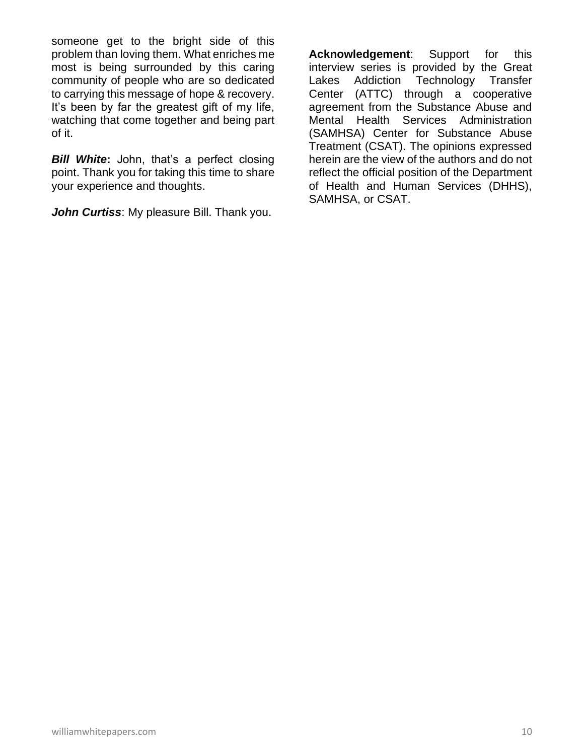someone get to the bright side of this problem than loving them. What enriches me most is being surrounded by this caring community of people who are so dedicated to carrying this message of hope & recovery. It's been by far the greatest gift of my life, watching that come together and being part of it.

***Bill White*:** John, that's a perfect closing point. Thank you for taking this time to share your experience and thoughts.

***John Curtiss***: My pleasure Bill. Thank you.

**Acknowledgement**: Support for this interview series is provided by the Great Lakes Addiction Technology Transfer Center (ATTC) through a cooperative agreement from the Substance Abuse and Mental Health Services Administration (SAMHSA) Center for Substance Abuse Treatment (CSAT). The opinions expressed herein are the view of the authors and do not reflect the official position of the Department of Health and Human Services (DHHS), SAMHSA, or CSAT.